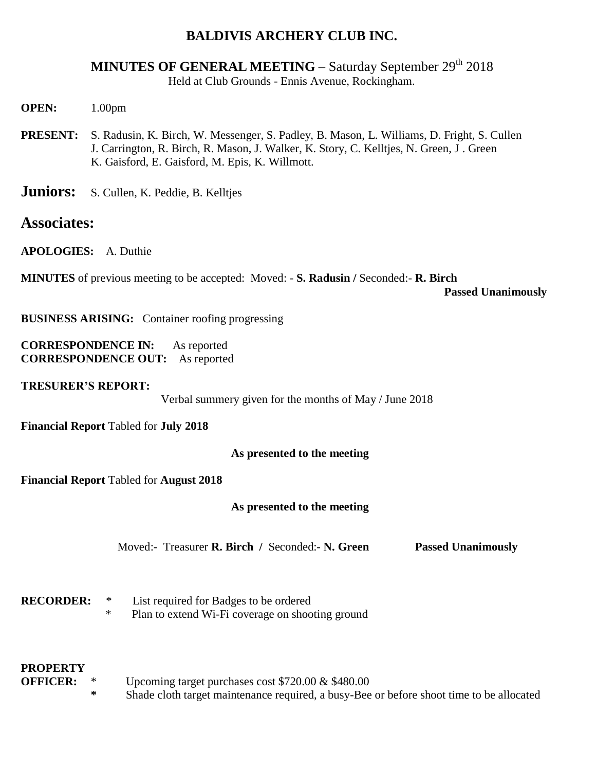# BALDIVIS ARCHERY CLUB INC.

## MINUTES OF GENERAL MEETING – Saturday September 29th 2018

Held at Club Grounds - Ennis Avenue, Rockingham.

**OPEN:** 1.00pm

**PRESENT:** S. Radusin, K. Birch, W. Messenger, S. Padley, B. Mason, L. Williams, D. Fright, S. Cullen J. Carrington, R. Birch, R. Mason, J. Walker, K. Story, C. Kelltjes, N. Green, J . Green K. Gaisford, E. Gaisford, M. Epis, K. Willmott.

**Juniors:** S. Cullen, K. Peddie, B. Kelltjes

**Associates:**

**APOLOGIES:** A. Duthie

**MINUTES** of previous meeting to be accepted: Moved: - **S. Radusin /** Seconded:- **R. Birch**

**Passed Unanimously**

**BUSINESS ARISING:** Container roofing progressing

**CORRESPONDENCE IN:** As reported
**CORRESPONDENCE OUT:** As reported

**TRESURER'S REPORT:**

Verbal summery given for the months of May / June 2018

**Financial Report** Tabled for **July 2018**

**As presented to the meeting**

**Financial Report** Tabled for **August 2018**

**As presented to the meeting**

Moved:- Treasurer **R. Birch /** Seconded:- **N. Green** **Passed Unanimously**

**RECORDER:**
* List required for Badges to be ordered
* Plan to extend Wi-Fi coverage on shooting ground

**PROPERTY OFFICER:**
* Upcoming target purchases cost $720.00 & $480.00
* Shade cloth target maintenance required, a busy-Bee or before shoot time to be allocated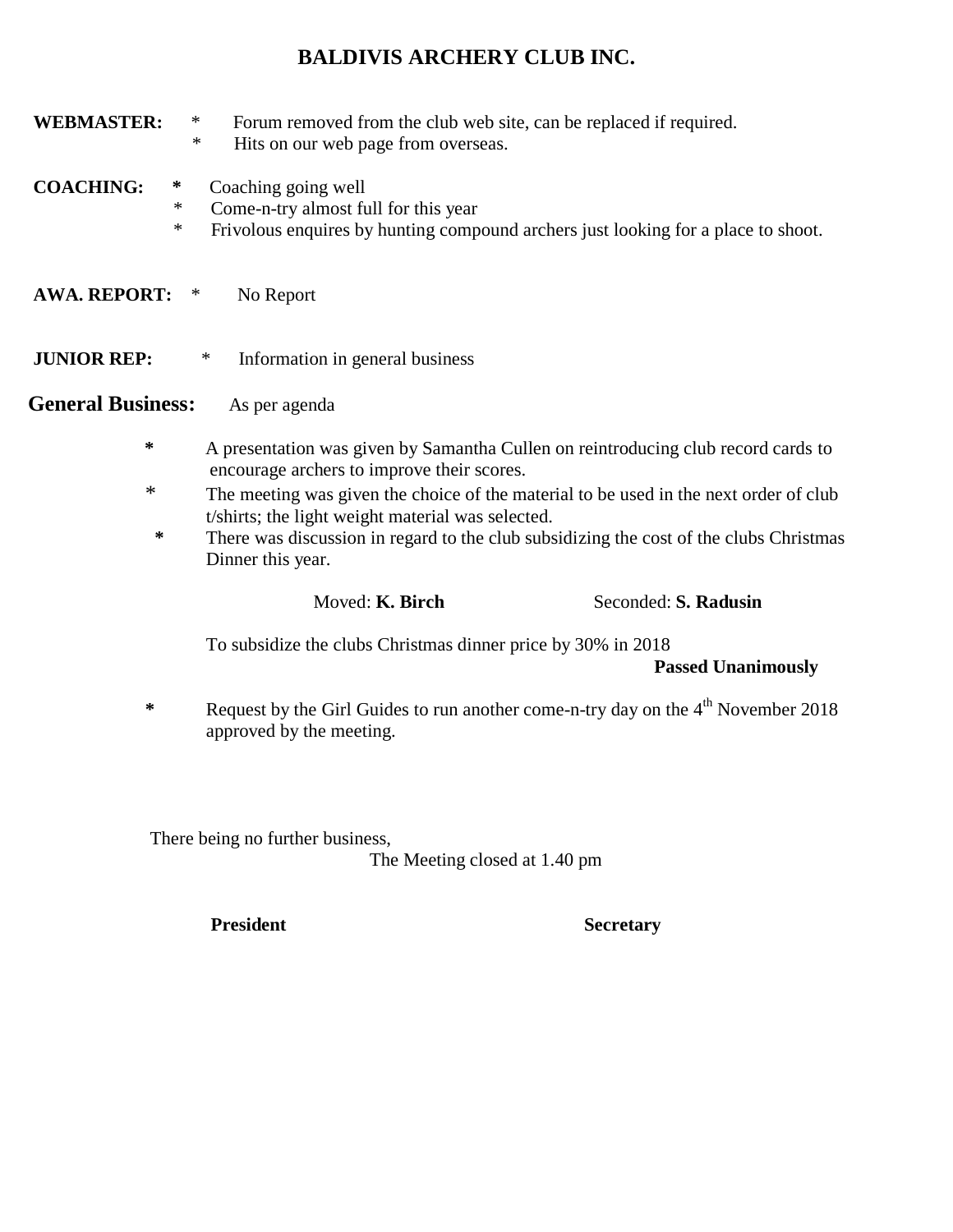# BALDIVIS ARCHERY CLUB INC.

**WEBMASTER:**
- Forum removed from the club web site, can be replaced if required.
- Hits on our web page from overseas.

**COACHING:**
- Coaching going well
- Come-n-try almost full for this year
- Frivolous enquires by hunting compound archers just looking for a place to shoot.

**AWA. REPORT:**
- No Report

**JUNIOR REP:**
- Information in general business

**General Business:** As per agenda

- A presentation was given by Samantha Cullen on reintroducing club record cards to encourage archers to improve their scores.
- The meeting was given the choice of the material to be used in the next order of club t/shirts; the light weight material was selected.
- There was discussion in regard to the club subsidizing the cost of the clubs Christmas Dinner this year.

  Moved: **K. Birch** Seconded: **S. Radusin**

  To subsidize the clubs Christmas dinner price by 30% in 2018

  **Passed Unanimously**

- Request by the Girl Guides to run another come-n-try day on the 4th November 2018 approved by the meeting.

There being no further business,

The Meeting closed at 1.40 pm

**President** **Secretary**